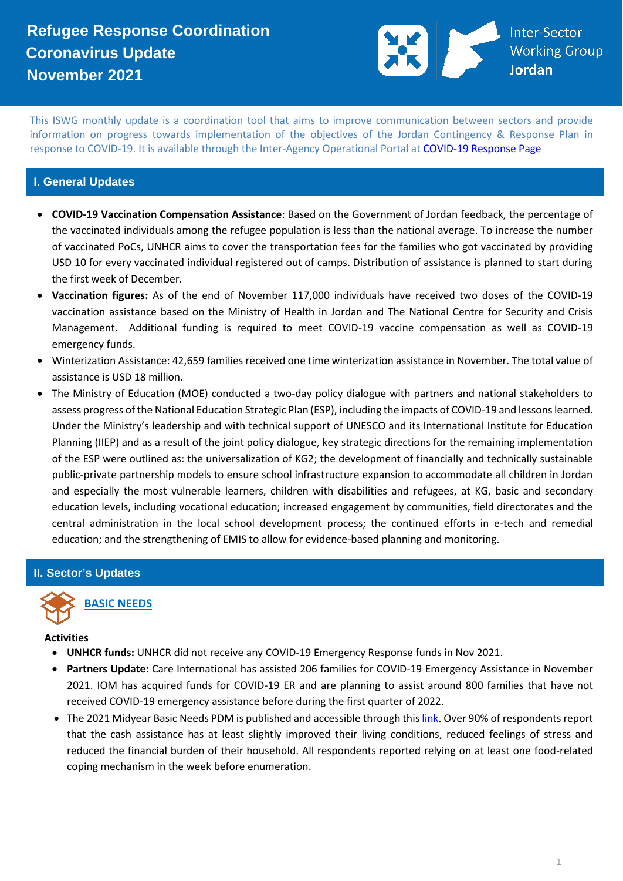# Refugee Response Coordination Coronavirus Update November 2021

Inter-Sector Working Group Jordan

This ISWG monthly update is a coordination tool that aims to improve communication between sectors and provide information on progress towards implementation of the objectives of the Jordan Contingency & Response Plan in response to COVID-19. It is available through the Inter-Agency Operational Portal at [COVID-19 Response Page]

## I. General Updates

- **COVID-19 Vaccination Compensation Assistance**: Based on the Government of Jordan feedback, the percentage of the vaccinated individuals among the refugee population is less than the national average. To increase the number of vaccinated PoCs, UNHCR aims to cover the transportation fees for the families who got vaccinated by providing USD 10 for every vaccinated individual registered out of camps. Distribution of assistance is planned to start during the first week of December.
- **Vaccination figures:** As of the end of November 117,000 individuals have received two doses of the COVID-19 vaccination assistance based on the Ministry of Health in Jordan and The National Centre for Security and Crisis Management. Additional funding is required to meet COVID-19 vaccine compensation as well as COVID-19 emergency funds.
- Winterization Assistance: 42,659 families received one time winterization assistance in November. The total value of assistance is USD 18 million.
- The Ministry of Education (MOE) conducted a two-day policy dialogue with partners and national stakeholders to assess progress of the National Education Strategic Plan (ESP), including the impacts of COVID-19 and lessons learned. Under the Ministry's leadership and with technical support of UNESCO and its International Institute for Education Planning (IIEP) and as a result of the joint policy dialogue, key strategic directions for the remaining implementation of the ESP were outlined as: the universalization of KG2; the development of financially and technically sustainable public-private partnership models to ensure school infrastructure expansion to accommodate all children in Jordan and especially the most vulnerable learners, children with disabilities and refugees, at KG, basic and secondary education levels, including vocational education; increased engagement by communities, field directorates and the central administration in the local school development process; the continued efforts in e-tech and remedial education; and the strengthening of EMIS to allow for evidence-based planning and monitoring.

## II. Sector's Updates

### BASIC NEEDS

**Activities**

- **UNHCR funds:** UNHCR did not receive any COVID-19 Emergency Response funds in Nov 2021.
- **Partners Update:** Care International has assisted 206 families for COVID-19 Emergency Assistance in November 2021. IOM has acquired funds for COVID-19 ER and are planning to assist around 800 families that have not received COVID-19 emergency assistance before during the first quarter of 2022.
- The 2021 Midyear Basic Needs PDM is published and accessible through this link. Over 90% of respondents report that the cash assistance has at least slightly improved their living conditions, reduced feelings of stress and reduced the financial burden of their household. All respondents reported relying on at least one food-related coping mechanism in the week before enumeration.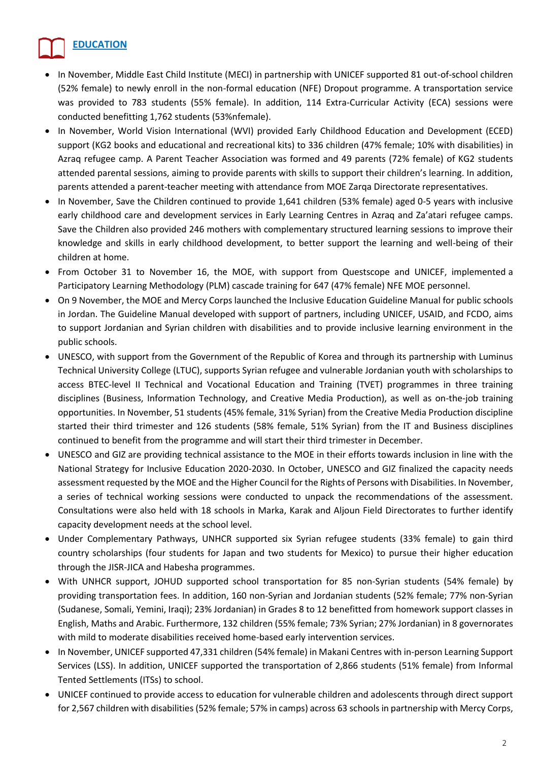## EDUCATION

- In November, Middle East Child Institute (MECI) in partnership with UNICEF supported 81 out-of-school children (52% female) to newly enroll in the non-formal education (NFE) Dropout programme. A transportation service was provided to 783 students (55% female). In addition, 114 Extra-Curricular Activity (ECA) sessions were conducted benefitting 1,762 students (53%nfemale).
- In November, World Vision International (WVI) provided Early Childhood Education and Development (ECED) support (KG2 books and educational and recreational kits) to 336 children (47% female; 10% with disabilities) in Azraq refugee camp. A Parent Teacher Association was formed and 49 parents (72% female) of KG2 students attended parental sessions, aiming to provide parents with skills to support their children's learning. In addition, parents attended a parent-teacher meeting with attendance from MOE Zarqa Directorate representatives.
- In November, Save the Children continued to provide 1,641 children (53% female) aged 0-5 years with inclusive early childhood care and development services in Early Learning Centres in Azraq and Za'atari refugee camps. Save the Children also provided 246 mothers with complementary structured learning sessions to improve their knowledge and skills in early childhood development, to better support the learning and well-being of their children at home.
- From October 31 to November 16, the MOE, with support from Questscope and UNICEF, implemented a Participatory Learning Methodology (PLM) cascade training for 647 (47% female) NFE MOE personnel.
- On 9 November, the MOE and Mercy Corps launched the Inclusive Education Guideline Manual for public schools in Jordan. The Guideline Manual developed with support of partners, including UNICEF, USAID, and FCDO, aims to support Jordanian and Syrian children with disabilities and to provide inclusive learning environment in the public schools.
- UNESCO, with support from the Government of the Republic of Korea and through its partnership with Luminus Technical University College (LTUC), supports Syrian refugee and vulnerable Jordanian youth with scholarships to access BTEC-level II Technical and Vocational Education and Training (TVET) programmes in three training disciplines (Business, Information Technology, and Creative Media Production), as well as on-the-job training opportunities. In November, 51 students (45% female, 31% Syrian) from the Creative Media Production discipline started their third trimester and 126 students (58% female, 51% Syrian) from the IT and Business disciplines continued to benefit from the programme and will start their third trimester in December.
- UNESCO and GIZ are providing technical assistance to the MOE in their efforts towards inclusion in line with the National Strategy for Inclusive Education 2020-2030. In October, UNESCO and GIZ finalized the capacity needs assessment requested by the MOE and the Higher Council for the Rights of Persons with Disabilities. In November, a series of technical working sessions were conducted to unpack the recommendations of the assessment. Consultations were also held with 18 schools in Marka, Karak and Aljoun Field Directorates to further identify capacity development needs at the school level.
- Under Complementary Pathways, UNHCR supported six Syrian refugee students (33% female) to gain third country scholarships (four students for Japan and two students for Mexico) to pursue their higher education through the JISR-JICA and Habesha programmes.
- With UNHCR support, JOHUD supported school transportation for 85 non-Syrian students (54% female) by providing transportation fees. In addition, 160 non-Syrian and Jordanian students (52% female; 77% non-Syrian (Sudanese, Somali, Yemini, Iraqi); 23% Jordanian) in Grades 8 to 12 benefitted from homework support classes in English, Maths and Arabic. Furthermore, 132 children (55% female; 73% Syrian; 27% Jordanian) in 8 governorates with mild to moderate disabilities received home-based early intervention services.
- In November, UNICEF supported 47,331 children (54% female) in Makani Centres with in-person Learning Support Services (LSS). In addition, UNICEF supported the transportation of 2,866 students (51% female) from Informal Tented Settlements (ITSs) to school.
- UNICEF continued to provide access to education for vulnerable children and adolescents through direct support for 2,567 children with disabilities (52% female; 57% in camps) across 63 schools in partnership with Mercy Corps,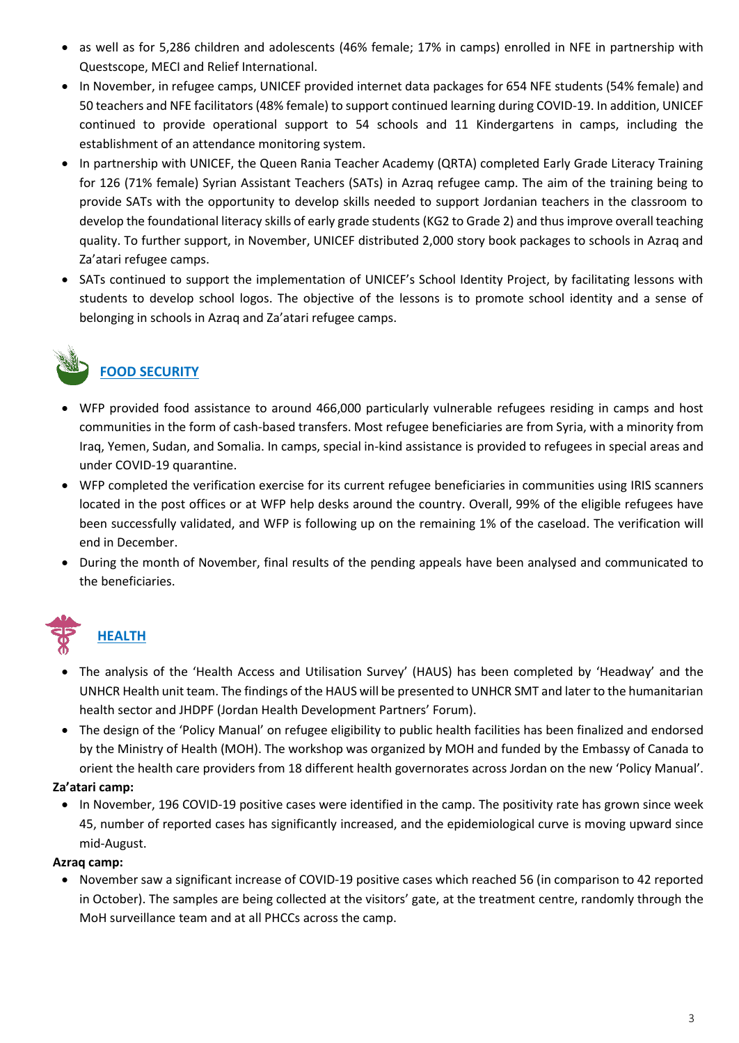- as well as for 5,286 children and adolescents (46% female; 17% in camps) enrolled in NFE in partnership with Questscope, MECI and Relief International.
- In November, in refugee camps, UNICEF provided internet data packages for 654 NFE students (54% female) and 50 teachers and NFE facilitators (48% female) to support continued learning during COVID-19. In addition, UNICEF continued to provide operational support to 54 schools and 11 Kindergartens in camps, including the establishment of an attendance monitoring system.
- In partnership with UNICEF, the Queen Rania Teacher Academy (QRTA) completed Early Grade Literacy Training for 126 (71% female) Syrian Assistant Teachers (SATs) in Azraq refugee camp. The aim of the training being to provide SATs with the opportunity to develop skills needed to support Jordanian teachers in the classroom to develop the foundational literacy skills of early grade students (KG2 to Grade 2) and thus improve overall teaching quality. To further support, in November, UNICEF distributed 2,000 story book packages to schools in Azraq and Za'atari refugee camps.
- SATs continued to support the implementation of UNICEF's School Identity Project, by facilitating lessons with students to develop school logos. The objective of the lessons is to promote school identity and a sense of belonging in schools in Azraq and Za'atari refugee camps.

## FOOD SECURITY

- WFP provided food assistance to around 466,000 particularly vulnerable refugees residing in camps and host communities in the form of cash-based transfers. Most refugee beneficiaries are from Syria, with a minority from Iraq, Yemen, Sudan, and Somalia. In camps, special in-kind assistance is provided to refugees in special areas and under COVID-19 quarantine.
- WFP completed the verification exercise for its current refugee beneficiaries in communities using IRIS scanners located in the post offices or at WFP help desks around the country. Overall, 99% of the eligible refugees have been successfully validated, and WFP is following up on the remaining 1% of the caseload. The verification will end in December.
- During the month of November, final results of the pending appeals have been analysed and communicated to the beneficiaries.

## HEALTH

- The analysis of the 'Health Access and Utilisation Survey' (HAUS) has been completed by 'Headway' and the UNHCR Health unit team. The findings of the HAUS will be presented to UNHCR SMT and later to the humanitarian health sector and JHDPF (Jordan Health Development Partners' Forum).
- The design of the 'Policy Manual' on refugee eligibility to public health facilities has been finalized and endorsed by the Ministry of Health (MOH). The workshop was organized by MOH and funded by the Embassy of Canada to orient the health care providers from 18 different health governorates across Jordan on the new 'Policy Manual'.

**Za'atari camp:**

- In November, 196 COVID-19 positive cases were identified in the camp. The positivity rate has grown since week 45, number of reported cases has significantly increased, and the epidemiological curve is moving upward since mid-August.

**Azraq camp:**

- November saw a significant increase of COVID-19 positive cases which reached 56 (in comparison to 42 reported in October). The samples are being collected at the visitors' gate, at the treatment centre, randomly through the MoH surveillance team and at all PHCCs across the camp.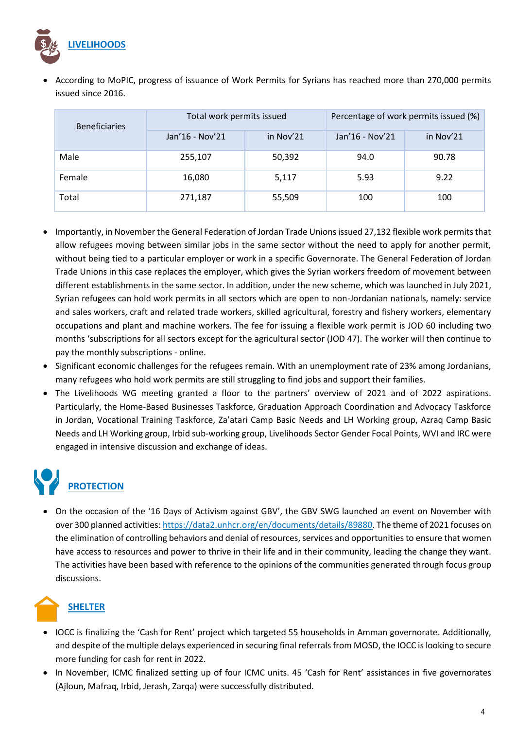## LIVELIHOODS

- According to MoPIC, progress of issuance of Work Permits for Syrians has reached more than 270,000 permits issued since 2016.

| Beneficiaries | Total work permits issued | | Percentage of work permits issued (%) | |
|---|---|---|---|---|
| | Jan'16 - Nov'21 | in Nov'21 | Jan'16 - Nov'21 | in Nov'21 |
| Male | 255,107 | 50,392 | 94.0 | 90.78 |
| Female | 16,080 | 5,117 | 5.93 | 9.22 |
| Total | 271,187 | 55,509 | 100 | 100 |

- Importantly, in November the General Federation of Jordan Trade Unions issued 27,132 flexible work permits that allow refugees moving between similar jobs in the same sector without the need to apply for another permit, without being tied to a particular employer or work in a specific Governorate. The General Federation of Jordan Trade Unions in this case replaces the employer, which gives the Syrian workers freedom of movement between different establishments in the same sector. In addition, under the new scheme, which was launched in July 2021, Syrian refugees can hold work permits in all sectors which are open to non-Jordanian nationals, namely: service and sales workers, craft and related trade workers, skilled agricultural, forestry and fishery workers, elementary occupations and plant and machine workers. The fee for issuing a flexible work permit is JOD 60 including two months 'subscriptions for all sectors except for the agricultural sector (JOD 47). The worker will then continue to pay the monthly subscriptions - online.
- Significant economic challenges for the refugees remain. With an unemployment rate of 23% among Jordanians, many refugees who hold work permits are still struggling to find jobs and support their families.
- The Livelihoods WG meeting granted a floor to the partners' overview of 2021 and of 2022 aspirations. Particularly, the Home-Based Businesses Taskforce, Graduation Approach Coordination and Advocacy Taskforce in Jordan, Vocational Training Taskforce, Za'atari Camp Basic Needs and LH Working group, Azraq Camp Basic Needs and LH Working group, Irbid sub-working group, Livelihoods Sector Gender Focal Points, WVI and IRC were engaged in intensive discussion and exchange of ideas.

## PROTECTION

- On the occasion of the '16 Days of Activism against GBV', the GBV SWG launched an event on November with over 300 planned activities: https://data2.unhcr.org/en/documents/details/89880. The theme of 2021 focuses on the elimination of controlling behaviors and denial of resources, services and opportunities to ensure that women have access to resources and power to thrive in their life and in their community, leading the change they want. The activities have been based with reference to the opinions of the communities generated through focus group discussions.

## SHELTER

- IOCC is finalizing the 'Cash for Rent' project which targeted 55 households in Amman governorate. Additionally, and despite of the multiple delays experienced in securing final referrals from MOSD, the IOCC is looking to secure more funding for cash for rent in 2022.
- In November, ICMC finalized setting up of four ICMC units. 45 'Cash for Rent' assistances in five governorates (Ajloun, Mafraq, Irbid, Jerash, Zarqa) were successfully distributed.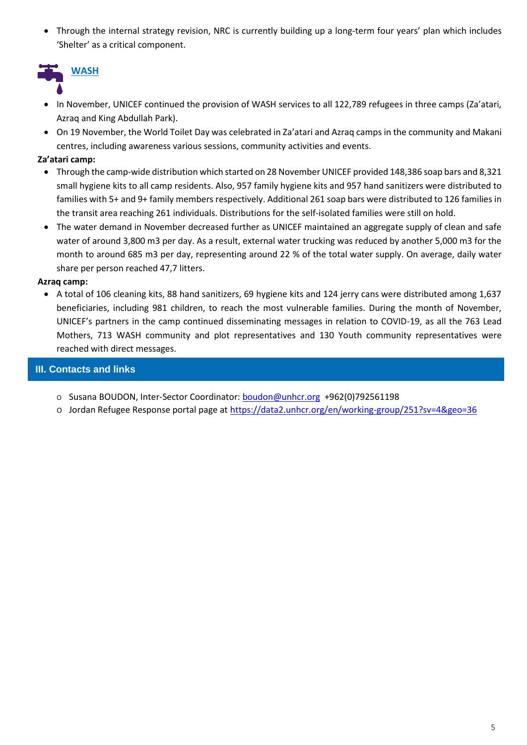- Through the internal strategy revision, NRC is currently building up a long-term four years' plan which includes 'Shelter' as a critical component.

### WASH

- In November, UNICEF continued the provision of WASH services to all 122,789 refugees in three camps (Za'atari, Azraq and King Abdullah Park).
- On 19 November, the World Toilet Day was celebrated in Za'atari and Azraq camps in the community and Makani centres, including awareness various sessions, community activities and events.

**Za'atari camp:**

- Through the camp-wide distribution which started on 28 November UNICEF provided 148,386 soap bars and 8,321 small hygiene kits to all camp residents. Also, 957 family hygiene kits and 957 hand sanitizers were distributed to families with 5+ and 9+ family members respectively. Additional 261 soap bars were distributed to 126 families in the transit area reaching 261 individuals. Distributions for the self-isolated families were still on hold.
- The water demand in November decreased further as UNICEF maintained an aggregate supply of clean and safe water of around 3,800 m3 per day. As a result, external water trucking was reduced by another 5,000 m3 for the month to around 685 m3 per day, representing around 22 % of the total water supply. On average, daily water share per person reached 47,7 litters.

**Azraq camp:**

- A total of 106 cleaning kits, 88 hand sanitizers, 69 hygiene kits and 124 jerry cans were distributed among 1,637 beneficiaries, including 981 children, to reach the most vulnerable families. During the month of November, UNICEF's partners in the camp continued disseminating messages in relation to COVID-19, as all the 763 Lead Mothers, 713 WASH community and plot representatives and 130 Youth community representatives were reached with direct messages.

## III. Contacts and links

- Susana BOUDON, Inter-Sector Coordinator: boudon@unhcr.org +962(0)792561198
- Jordan Refugee Response portal page at https://data2.unhcr.org/en/working-group/251?sv=4&geo=36